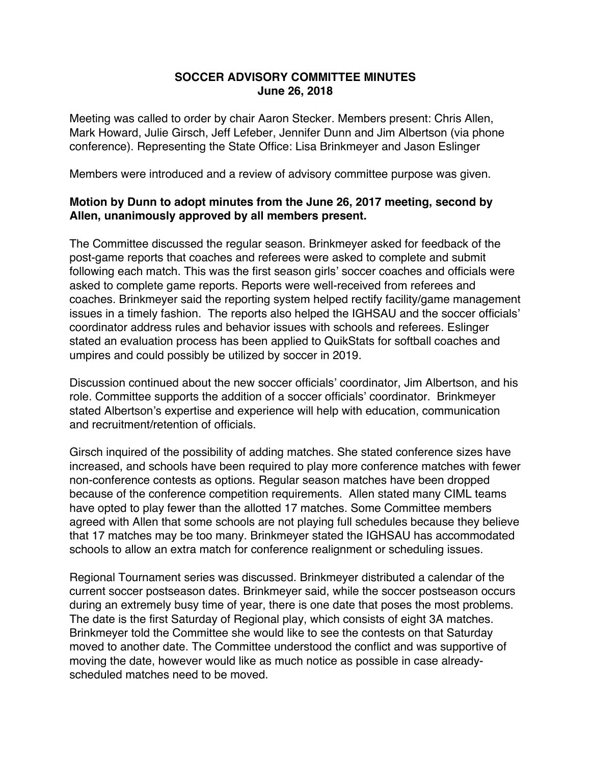# SOCCER ADVISORY COMMITTEE MINUTES
## June 26, 2018

Meeting was called to order by chair Aaron Stecker. Members present: Chris Allen, Mark Howard, Julie Girsch, Jeff Lefeber, Jennifer Dunn and Jim Albertson (via phone conference). Representing the State Office: Lisa Brinkmeyer and Jason Eslinger

Members were introduced and a review of advisory committee purpose was given.

**Motion by Dunn to adopt minutes from the June 26, 2017 meeting, second by Allen, unanimously approved by all members present.**

The Committee discussed the regular season. Brinkmeyer asked for feedback of the post-game reports that coaches and referees were asked to complete and submit following each match. This was the first season girls' soccer coaches and officials were asked to complete game reports. Reports were well-received from referees and coaches. Brinkmeyer said the reporting system helped rectify facility/game management issues in a timely fashion. The reports also helped the IGHSAU and the soccer officials' coordinator address rules and behavior issues with schools and referees. Eslinger stated an evaluation process has been applied to QuikStats for softball coaches and umpires and could possibly be utilized by soccer in 2019.

Discussion continued about the new soccer officials' coordinator, Jim Albertson, and his role. Committee supports the addition of a soccer officials' coordinator. Brinkmeyer stated Albertson's expertise and experience will help with education, communication and recruitment/retention of officials.

Girsch inquired of the possibility of adding matches. She stated conference sizes have increased, and schools have been required to play more conference matches with fewer non-conference contests as options. Regular season matches have been dropped because of the conference competition requirements. Allen stated many CIML teams have opted to play fewer than the allotted 17 matches. Some Committee members agreed with Allen that some schools are not playing full schedules because they believe that 17 matches may be too many. Brinkmeyer stated the IGHSAU has accommodated schools to allow an extra match for conference realignment or scheduling issues.

Regional Tournament series was discussed. Brinkmeyer distributed a calendar of the current soccer postseason dates. Brinkmeyer said, while the soccer postseason occurs during an extremely busy time of year, there is one date that poses the most problems. The date is the first Saturday of Regional play, which consists of eight 3A matches. Brinkmeyer told the Committee she would like to see the contests on that Saturday moved to another date. The Committee understood the conflict and was supportive of moving the date, however would like as much notice as possible in case already-scheduled matches need to be moved.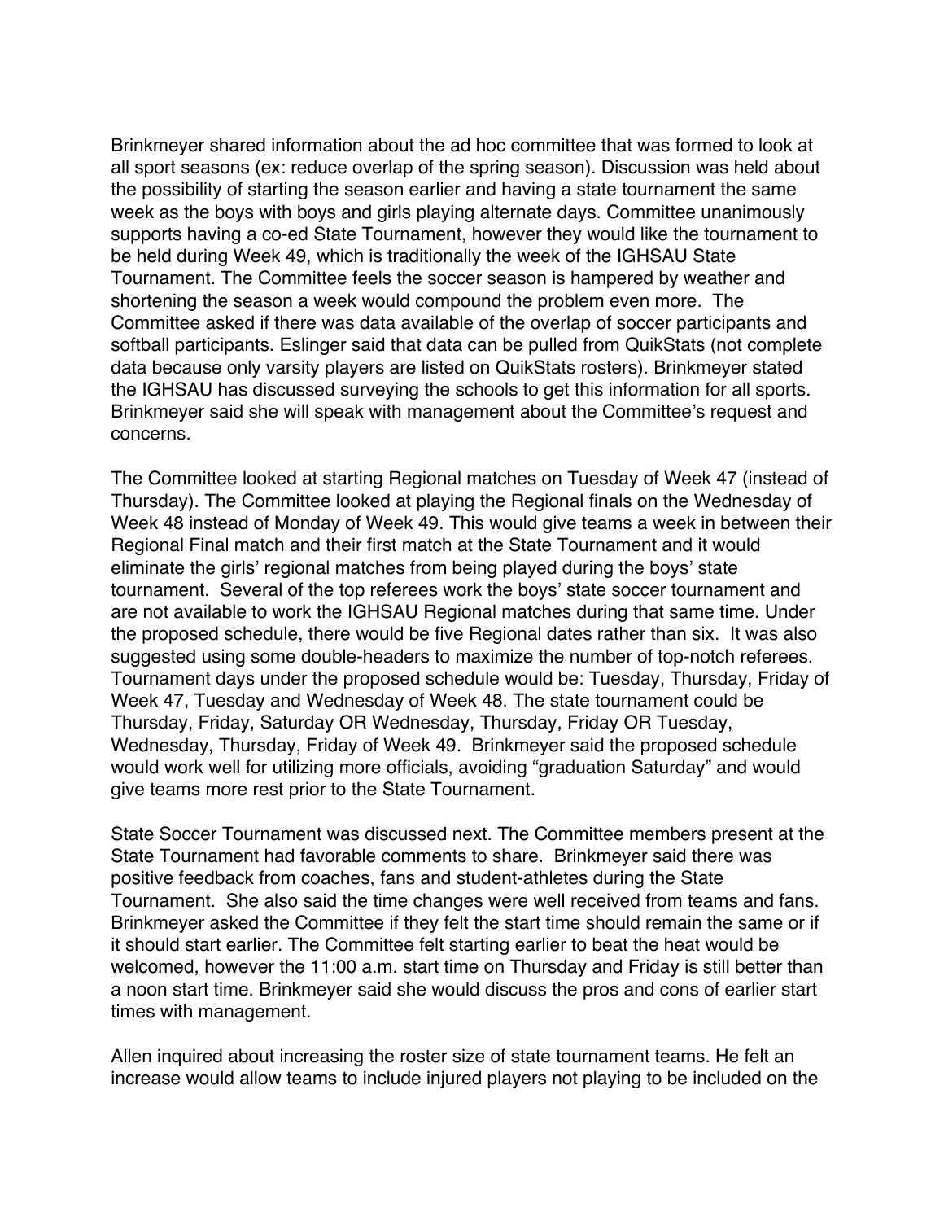Brinkmeyer shared information about the ad hoc committee that was formed to look at all sport seasons (ex: reduce overlap of the spring season). Discussion was held about the possibility of starting the season earlier and having a state tournament the same week as the boys with boys and girls playing alternate days. Committee unanimously supports having a co-ed State Tournament, however they would like the tournament to be held during Week 49, which is traditionally the week of the IGHSAU State Tournament. The Committee feels the soccer season is hampered by weather and shortening the season a week would compound the problem even more. The Committee asked if there was data available of the overlap of soccer participants and softball participants. Eslinger said that data can be pulled from QuikStats (not complete data because only varsity players are listed on QuikStats rosters). Brinkmeyer stated the IGHSAU has discussed surveying the schools to get this information for all sports. Brinkmeyer said she will speak with management about the Committee's request and concerns.

The Committee looked at starting Regional matches on Tuesday of Week 47 (instead of Thursday). The Committee looked at playing the Regional finals on the Wednesday of Week 48 instead of Monday of Week 49. This would give teams a week in between their Regional Final match and their first match at the State Tournament and it would eliminate the girls' regional matches from being played during the boys' state tournament. Several of the top referees work the boys' state soccer tournament and are not available to work the IGHSAU Regional matches during that same time. Under the proposed schedule, there would be five Regional dates rather than six. It was also suggested using some double-headers to maximize the number of top-notch referees. Tournament days under the proposed schedule would be: Tuesday, Thursday, Friday of Week 47, Tuesday and Wednesday of Week 48. The state tournament could be Thursday, Friday, Saturday OR Wednesday, Thursday, Friday OR Tuesday, Wednesday, Thursday, Friday of Week 49. Brinkmeyer said the proposed schedule would work well for utilizing more officials, avoiding "graduation Saturday" and would give teams more rest prior to the State Tournament.

State Soccer Tournament was discussed next. The Committee members present at the State Tournament had favorable comments to share. Brinkmeyer said there was positive feedback from coaches, fans and student-athletes during the State Tournament. She also said the time changes were well received from teams and fans. Brinkmeyer asked the Committee if they felt the start time should remain the same or if it should start earlier. The Committee felt starting earlier to beat the heat would be welcomed, however the 11:00 a.m. start time on Thursday and Friday is still better than a noon start time. Brinkmeyer said she would discuss the pros and cons of earlier start times with management.

Allen inquired about increasing the roster size of state tournament teams. He felt an increase would allow teams to include injured players not playing to be included on the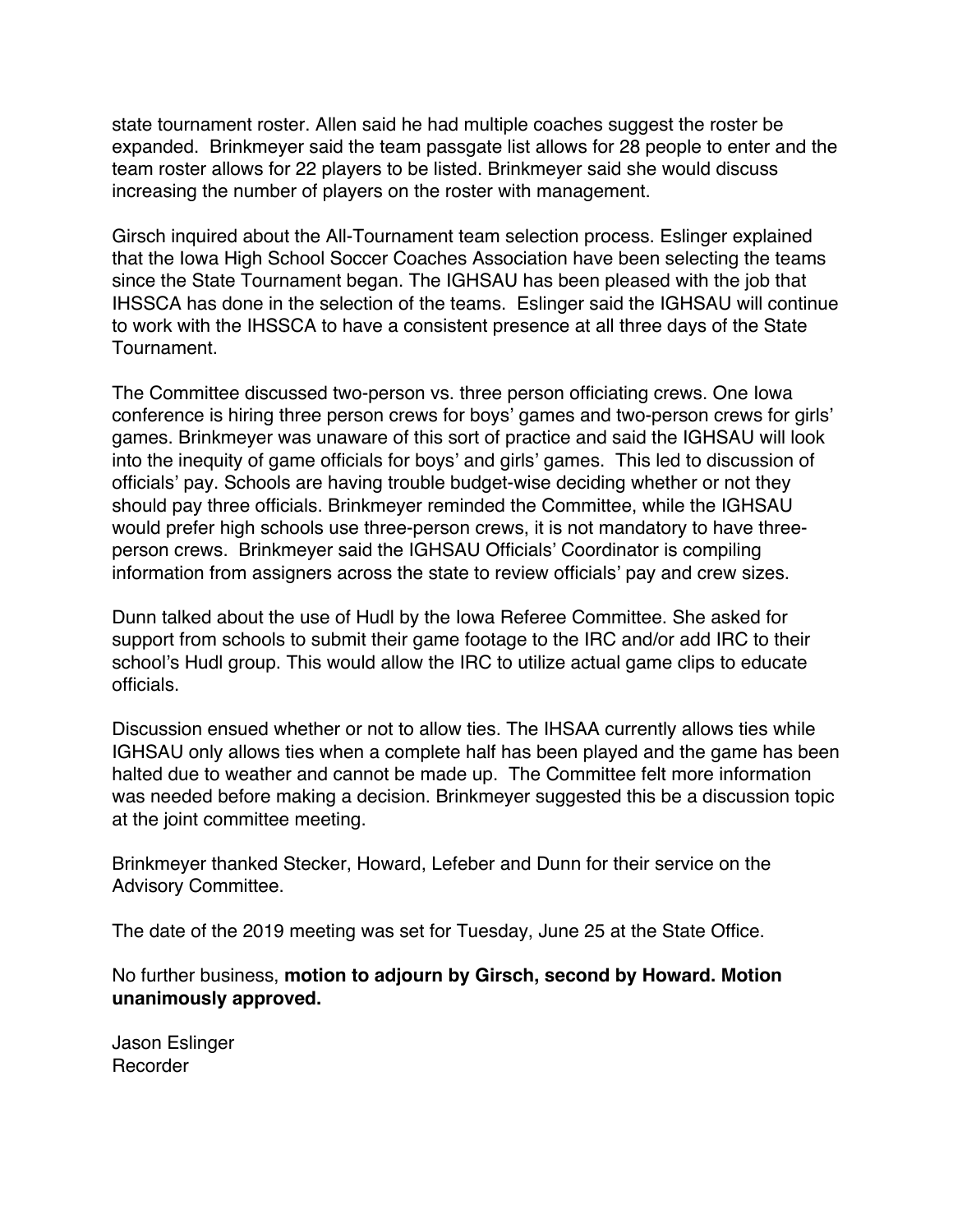state tournament roster. Allen said he had multiple coaches suggest the roster be expanded. Brinkmeyer said the team passgate list allows for 28 people to enter and the team roster allows for 22 players to be listed. Brinkmeyer said she would discuss increasing the number of players on the roster with management.

Girsch inquired about the All-Tournament team selection process. Eslinger explained that the Iowa High School Soccer Coaches Association have been selecting the teams since the State Tournament began. The IGHSAU has been pleased with the job that IHSSCA has done in the selection of the teams. Eslinger said the IGHSAU will continue to work with the IHSSCA to have a consistent presence at all three days of the State Tournament.

The Committee discussed two-person vs. three person officiating crews. One Iowa conference is hiring three person crews for boys' games and two-person crews for girls' games. Brinkmeyer was unaware of this sort of practice and said the IGHSAU will look into the inequity of game officials for boys' and girls' games. This led to discussion of officials' pay. Schools are having trouble budget-wise deciding whether or not they should pay three officials. Brinkmeyer reminded the Committee, while the IGHSAU would prefer high schools use three-person crews, it is not mandatory to have three-person crews. Brinkmeyer said the IGHSAU Officials' Coordinator is compiling information from assigners across the state to review officials' pay and crew sizes.

Dunn talked about the use of Hudl by the Iowa Referee Committee. She asked for support from schools to submit their game footage to the IRC and/or add IRC to their school's Hudl group. This would allow the IRC to utilize actual game clips to educate officials.

Discussion ensued whether or not to allow ties. The IHSAA currently allows ties while IGHSAU only allows ties when a complete half has been played and the game has been halted due to weather and cannot be made up. The Committee felt more information was needed before making a decision. Brinkmeyer suggested this be a discussion topic at the joint committee meeting.

Brinkmeyer thanked Stecker, Howard, Lefeber and Dunn for their service on the Advisory Committee.

The date of the 2019 meeting was set for Tuesday, June 25 at the State Office.

No further business, **motion to adjourn by Girsch, second by Howard. Motion unanimously approved.**

Jason Eslinger
Recorder